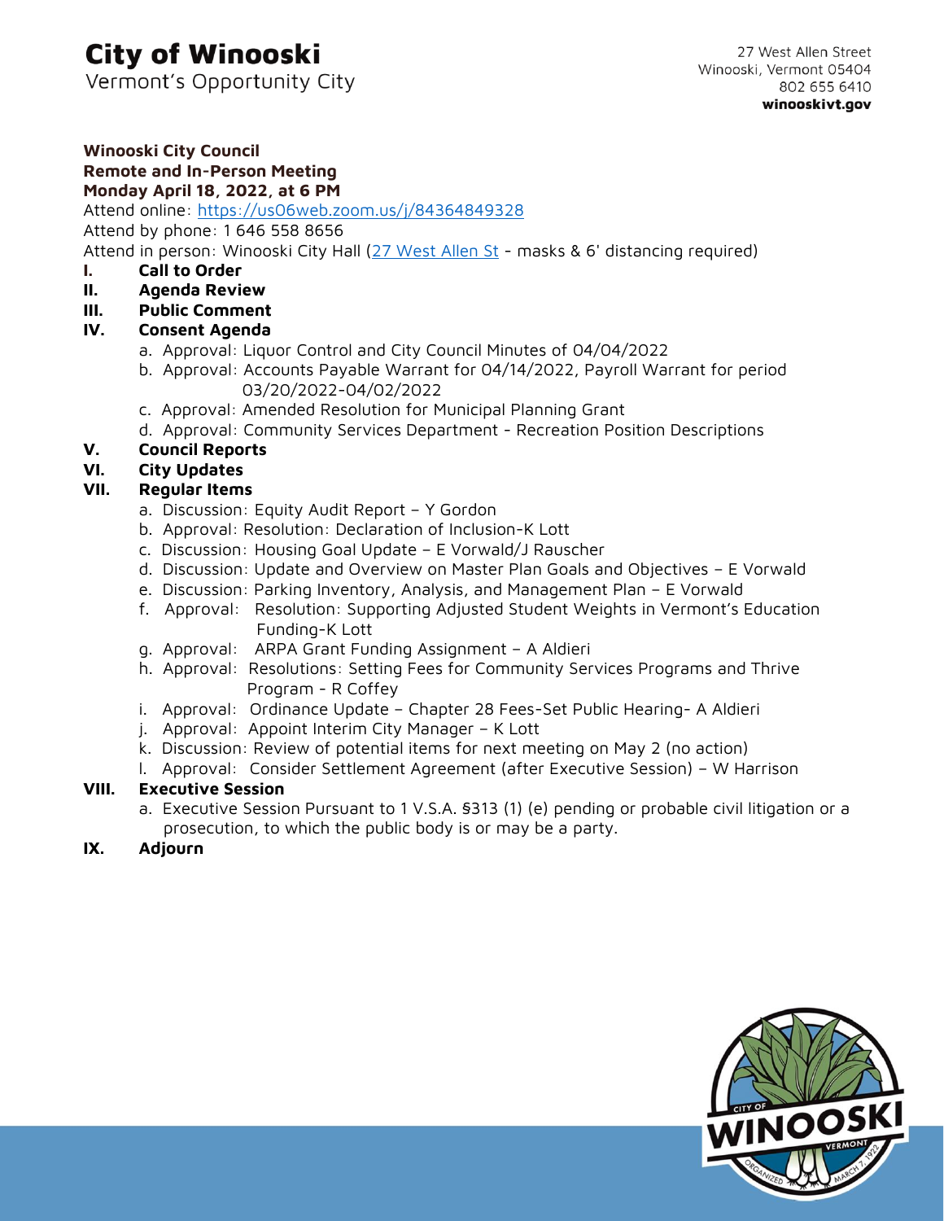# City of Winooski

Vermont's Opportunity City

27 West Allen Street
Winooski, Vermont 05404
802 655 6410
**winooskivt.gov**

**Winooski City Council**
**Remote and In-Person Meeting**
**Monday April 18, 2022, at 6 PM**

Attend online: [https://us06web.zoom.us/j/84364849328](https://us06web.zoom.us/j/84364849328)
Attend by phone: 1 646 558 8656
Attend in person: Winooski City Hall (27 West Allen St - masks & 6' distancing required)

**I. Call to Order**

**II. Agenda Review**

**III. Public Comment**

**IV. Consent Agenda**

a. Approval: Liquor Control and City Council Minutes of 04/04/2022
b. Approval: Accounts Payable Warrant for 04/14/2022, Payroll Warrant for period 03/20/2022-04/02/2022
c. Approval: Amended Resolution for Municipal Planning Grant
d. Approval: Community Services Department - Recreation Position Descriptions

**V. Council Reports**

**VI. City Updates**

**VII. Regular Items**

a. Discussion: Equity Audit Report – Y Gordon
b. Approval: Resolution: Declaration of Inclusion-K Lott
c. Discussion: Housing Goal Update – E Vorwald/J Rauscher
d. Discussion: Update and Overview on Master Plan Goals and Objectives – E Vorwald
e. Discussion: Parking Inventory, Analysis, and Management Plan – E Vorwald
f. Approval: Resolution: Supporting Adjusted Student Weights in Vermont's Education Funding-K Lott
g. Approval: ARPA Grant Funding Assignment – A Aldieri
h. Approval: Resolutions: Setting Fees for Community Services Programs and Thrive Program - R Coffey
i. Approval: Ordinance Update – Chapter 28 Fees-Set Public Hearing- A Aldieri
j. Approval: Appoint Interim City Manager – K Lott
k. Discussion: Review of potential items for next meeting on May 2 (no action)
l. Approval: Consider Settlement Agreement (after Executive Session) – W Harrison

**VIII. Executive Session**

a. Executive Session Pursuant to 1 V.S.A. §313 (1) (e) pending or probable civil litigation or a prosecution, to which the public body is or may be a party.

**IX. Adjourn**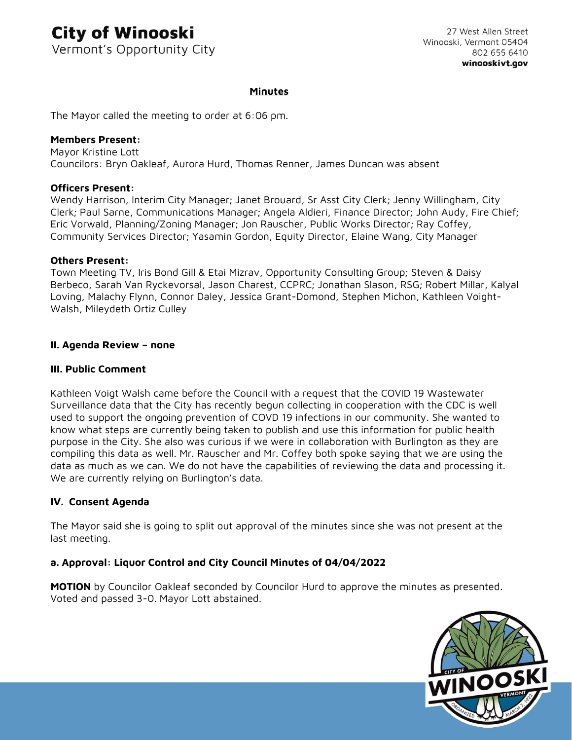## Minutes

The Mayor called the meeting to order at 6:06 pm.

**Members Present:**
Mayor Kristine Lott
Councilors: Bryn Oakleaf, Aurora Hurd, Thomas Renner, James Duncan was absent

**Officers Present:**
Wendy Harrison, Interim City Manager; Janet Brouard, Sr Asst City Clerk; Jenny Willingham, City Clerk; Paul Sarne, Communications Manager; Angela Aldieri, Finance Director; John Audy, Fire Chief; Eric Vorwald, Planning/Zoning Manager; Jon Rauscher, Public Works Director; Ray Coffey, Community Services Director; Yasamin Gordon, Equity Director, Elaine Wang, City Manager

**Others Present:**
Town Meeting TV, Iris Bond Gill & Etai Mizrav, Opportunity Consulting Group; Steven & Daisy Berbeco, Sarah Van Ryckevorsal, Jason Charest, CCPRC; Jonathan Slason, RSG; Robert Millar, Kalyal Loving, Malachy Flynn, Connor Daley, Jessica Grant-Domond, Stephen Michon, Kathleen Voight-Walsh, Mileydeth Ortiz Culley

### II. Agenda Review – none

### III. Public Comment

Kathleen Voigt Walsh came before the Council with a request that the COVID 19 Wastewater Surveillance data that the City has recently begun collecting in cooperation with the CDC is well used to support the ongoing prevention of COVD 19 infections in our community. She wanted to know what steps are currently being taken to publish and use this information for public health purpose in the City. She also was curious if we were in collaboration with Burlington as they are compiling this data as well. Mr. Rauscher and Mr. Coffey both spoke saying that we are using the data as much as we can. We do not have the capabilities of reviewing the data and processing it. We are currently relying on Burlington's data.

### IV. Consent Agenda

The Mayor said she is going to split out approval of the minutes since she was not present at the last meeting.

### a. Approval: Liquor Control and City Council Minutes of 04/04/2022

**MOTION** by Councilor Oakleaf seconded by Councilor Hurd to approve the minutes as presented. Voted and passed 3-0. Mayor Lott abstained.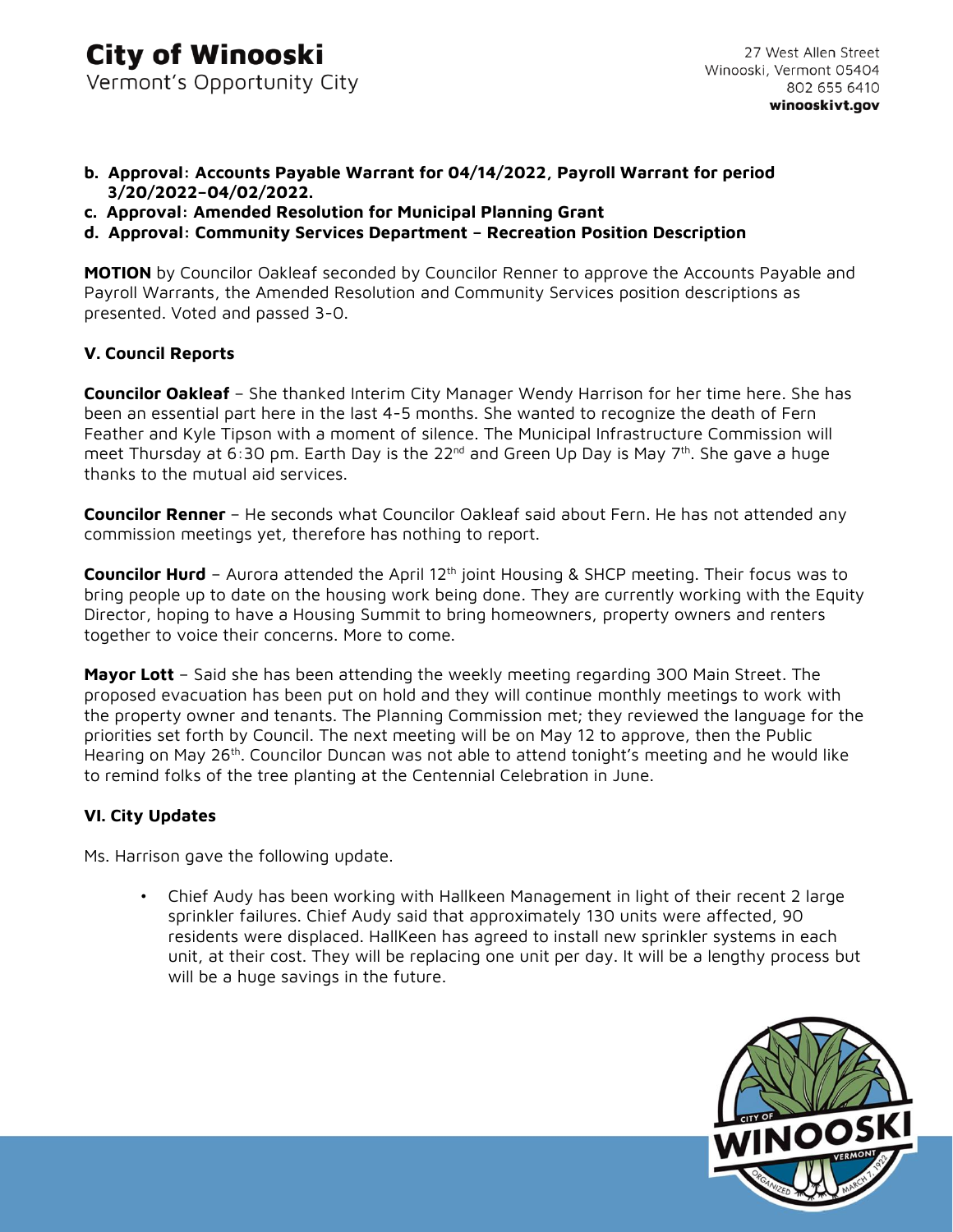**b. Approval: Accounts Payable Warrant for 04/14/2022, Payroll Warrant for period 3/20/2022-04/02/2022.**

**c. Approval: Amended Resolution for Municipal Planning Grant**

**d. Approval: Community Services Department – Recreation Position Description**

**MOTION** by Councilor Oakleaf seconded by Councilor Renner to approve the Accounts Payable and Payroll Warrants, the Amended Resolution and Community Services position descriptions as presented. Voted and passed 3-0.

### V. Council Reports

**Councilor Oakleaf** – She thanked Interim City Manager Wendy Harrison for her time here. She has been an essential part here in the last 4-5 months. She wanted to recognize the death of Fern Feather and Kyle Tipson with a moment of silence. The Municipal Infrastructure Commission will meet Thursday at 6:30 pm. Earth Day is the 22nd and Green Up Day is May 7th. She gave a huge thanks to the mutual aid services.

**Councilor Renner** – He seconds what Councilor Oakleaf said about Fern. He has not attended any commission meetings yet, therefore has nothing to report.

**Councilor Hurd** – Aurora attended the April 12th joint Housing & SHCP meeting. Their focus was to bring people up to date on the housing work being done. They are currently working with the Equity Director, hoping to have a Housing Summit to bring homeowners, property owners and renters together to voice their concerns. More to come.

**Mayor Lott** – Said she has been attending the weekly meeting regarding 300 Main Street. The proposed evacuation has been put on hold and they will continue monthly meetings to work with the property owner and tenants. The Planning Commission met; they reviewed the language for the priorities set forth by Council. The next meeting will be on May 12 to approve, then the Public Hearing on May 26th. Councilor Duncan was not able to attend tonight's meeting and he would like to remind folks of the tree planting at the Centennial Celebration in June.

### VI. City Updates

Ms. Harrison gave the following update.

- Chief Audy has been working with Hallkeen Management in light of their recent 2 large sprinkler failures. Chief Audy said that approximately 130 units were affected, 90 residents were displaced. HallKeen has agreed to install new sprinkler systems in each unit, at their cost. They will be replacing one unit per day. It will be a lengthy process but will be a huge savings in the future.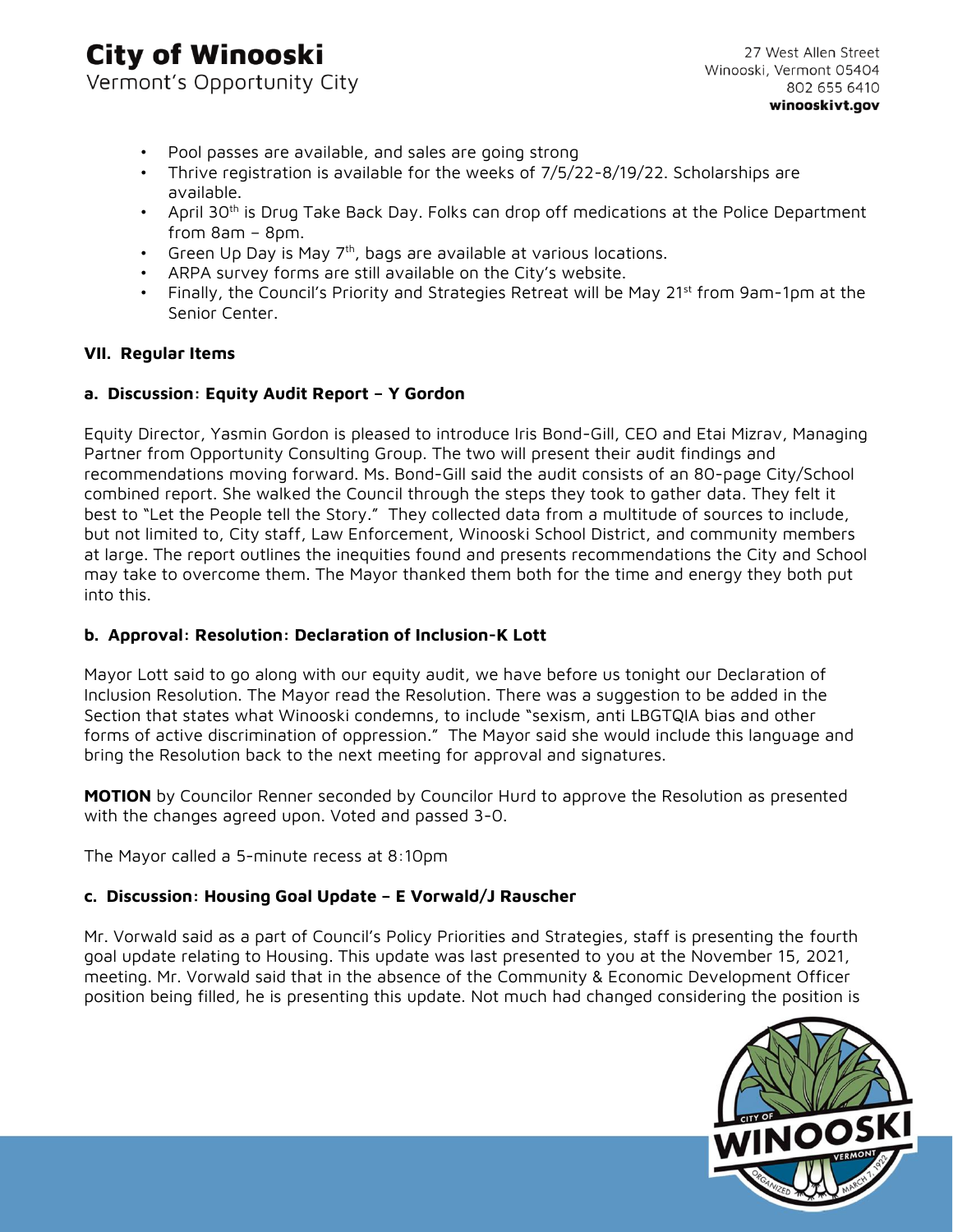- Pool passes are available, and sales are going strong
- Thrive registration is available for the weeks of 7/5/22-8/19/22. Scholarships are available.
- April 30th is Drug Take Back Day. Folks can drop off medications at the Police Department from 8am – 8pm.
- Green Up Day is May 7th, bags are available at various locations.
- ARPA survey forms are still available on the City's website.
- Finally, the Council's Priority and Strategies Retreat will be May 21st from 9am-1pm at the Senior Center.

### VII. Regular Items

#### a. Discussion: Equity Audit Report – Y Gordon

Equity Director, Yasmin Gordon is pleased to introduce Iris Bond-Gill, CEO and Etai Mizrav, Managing Partner from Opportunity Consulting Group. The two will present their audit findings and recommendations moving forward. Ms. Bond-Gill said the audit consists of an 80-page City/School combined report. She walked the Council through the steps they took to gather data. They felt it best to "Let the People tell the Story." They collected data from a multitude of sources to include, but not limited to, City staff, Law Enforcement, Winooski School District, and community members at large. The report outlines the inequities found and presents recommendations the City and School may take to overcome them. The Mayor thanked them both for the time and energy they both put into this.

#### b. Approval: Resolution: Declaration of Inclusion-K Lott

Mayor Lott said to go along with our equity audit, we have before us tonight our Declaration of Inclusion Resolution. The Mayor read the Resolution. There was a suggestion to be added in the Section that states what Winooski condemns, to include "sexism, anti LBGTQIA bias and other forms of active discrimination of oppression." The Mayor said she would include this language and bring the Resolution back to the next meeting for approval and signatures.

**MOTION** by Councilor Renner seconded by Councilor Hurd to approve the Resolution as presented with the changes agreed upon. Voted and passed 3-0.

The Mayor called a 5-minute recess at 8:10pm

#### c. Discussion: Housing Goal Update – E Vorwald/J Rauscher

Mr. Vorwald said as a part of Council's Policy Priorities and Strategies, staff is presenting the fourth goal update relating to Housing. This update was last presented to you at the November 15, 2021, meeting. Mr. Vorwald said that in the absence of the Community & Economic Development Officer position being filled, he is presenting this update. Not much had changed considering the position is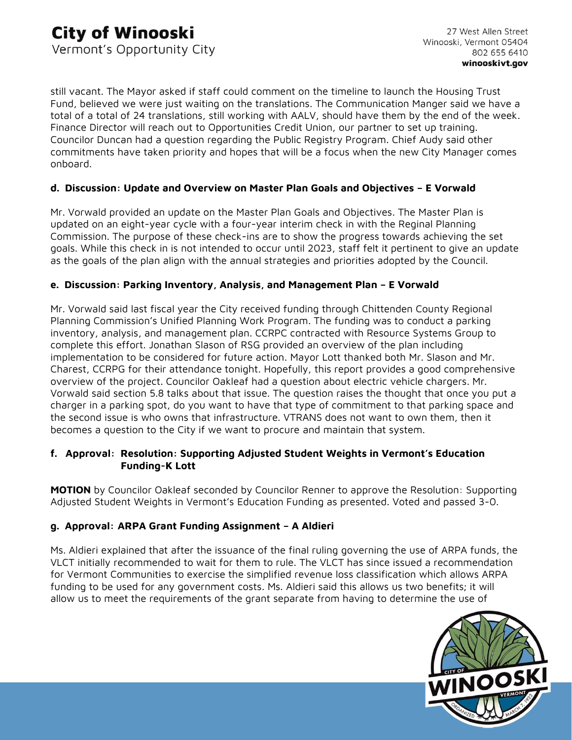still vacant. The Mayor asked if staff could comment on the timeline to launch the Housing Trust Fund, believed we were just waiting on the translations. The Communication Manger said we have a total of a total of 24 translations, still working with AALV, should have them by the end of the week. Finance Director will reach out to Opportunities Credit Union, our partner to set up training. Councilor Duncan had a question regarding the Public Registry Program. Chief Audy said other commitments have taken priority and hopes that will be a focus when the new City Manager comes onboard.

**d. Discussion: Update and Overview on Master Plan Goals and Objectives – E Vorwald**

Mr. Vorwald provided an update on the Master Plan Goals and Objectives. The Master Plan is updated on an eight-year cycle with a four-year interim check in with the Reginal Planning Commission. The purpose of these check-ins are to show the progress towards achieving the set goals. While this check in is not intended to occur until 2023, staff felt it pertinent to give an update as the goals of the plan align with the annual strategies and priorities adopted by the Council.

**e. Discussion: Parking Inventory, Analysis, and Management Plan – E Vorwald**

Mr. Vorwald said last fiscal year the City received funding through Chittenden County Regional Planning Commission's Unified Planning Work Program. The funding was to conduct a parking inventory, analysis, and management plan. CCRPC contracted with Resource Systems Group to complete this effort. Jonathan Slason of RSG provided an overview of the plan including implementation to be considered for future action. Mayor Lott thanked both Mr. Slason and Mr. Charest, CCRPG for their attendance tonight. Hopefully, this report provides a good comprehensive overview of the project. Councilor Oakleaf had a question about electric vehicle chargers. Mr. Vorwald said section 5.8 talks about that issue. The question raises the thought that once you put a charger in a parking spot, do you want to have that type of commitment to that parking space and the second issue is who owns that infrastructure. VTRANS does not want to own them, then it becomes a question to the City if we want to procure and maintain that system.

**f. Approval: Resolution: Supporting Adjusted Student Weights in Vermont's Education Funding-K Lott**

**MOTION** by Councilor Oakleaf seconded by Councilor Renner to approve the Resolution: Supporting Adjusted Student Weights in Vermont's Education Funding as presented. Voted and passed 3-0.

**g. Approval: ARPA Grant Funding Assignment – A Aldieri**

Ms. Aldieri explained that after the issuance of the final ruling governing the use of ARPA funds, the VLCT initially recommended to wait for them to rule. The VLCT has since issued a recommendation for Vermont Communities to exercise the simplified revenue loss classification which allows ARPA funding to be used for any government costs. Ms. Aldieri said this allows us two benefits; it will allow us to meet the requirements of the grant separate from having to determine the use of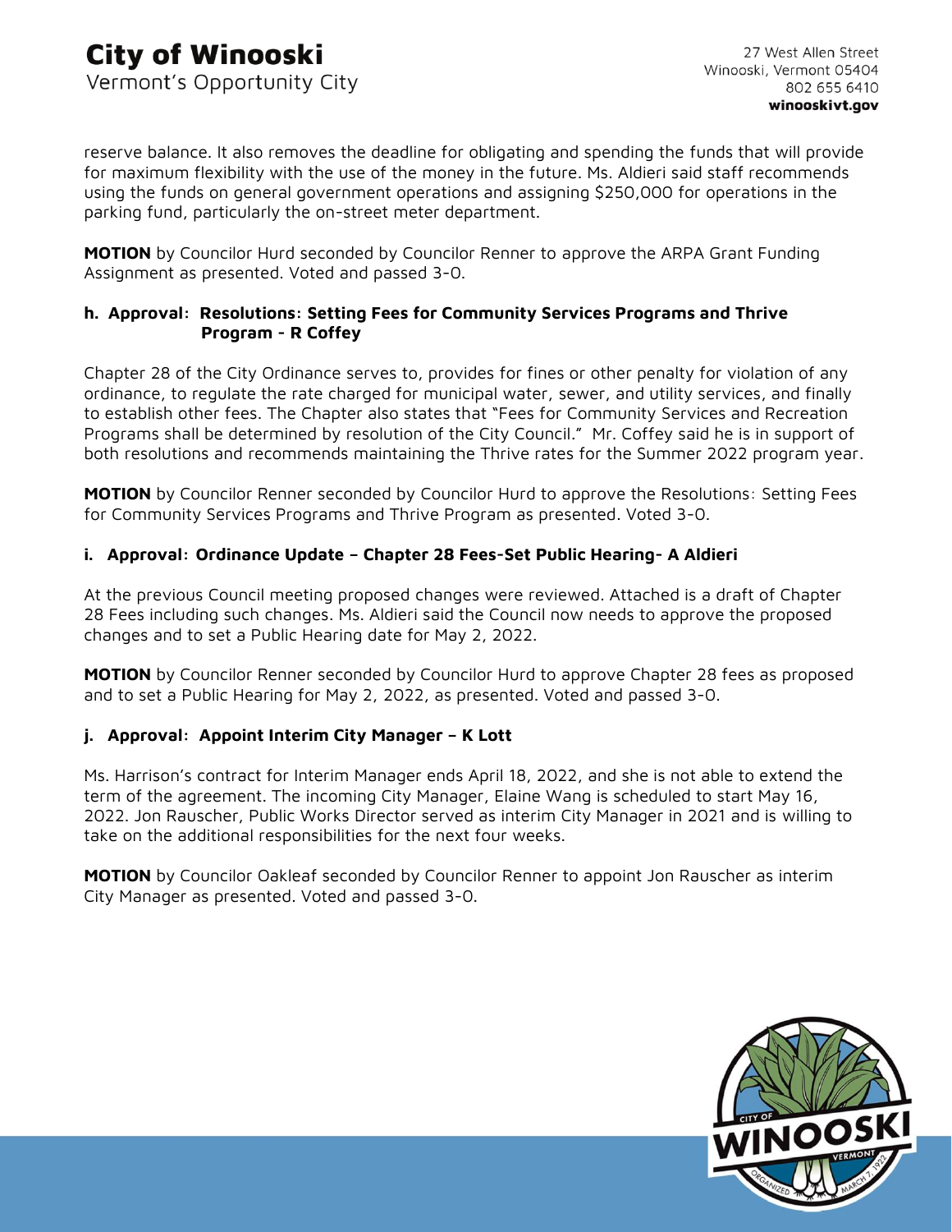reserve balance. It also removes the deadline for obligating and spending the funds that will provide for maximum flexibility with the use of the money in the future. Ms. Aldieri said staff recommends using the funds on general government operations and assigning $250,000 for operations in the parking fund, particularly the on-street meter department.

**MOTION** by Councilor Hurd seconded by Councilor Renner to approve the ARPA Grant Funding Assignment as presented. Voted and passed 3-0.

**h. Approval: Resolutions: Setting Fees for Community Services Programs and Thrive Program - R Coffey**

Chapter 28 of the City Ordinance serves to, provides for fines or other penalty for violation of any ordinance, to regulate the rate charged for municipal water, sewer, and utility services, and finally to establish other fees. The Chapter also states that "Fees for Community Services and Recreation Programs shall be determined by resolution of the City Council." Mr. Coffey said he is in support of both resolutions and recommends maintaining the Thrive rates for the Summer 2022 program year.

**MOTION** by Councilor Renner seconded by Councilor Hurd to approve the Resolutions: Setting Fees for Community Services Programs and Thrive Program as presented. Voted 3-0.

**i. Approval: Ordinance Update – Chapter 28 Fees-Set Public Hearing- A Aldieri**

At the previous Council meeting proposed changes were reviewed. Attached is a draft of Chapter 28 Fees including such changes. Ms. Aldieri said the Council now needs to approve the proposed changes and to set a Public Hearing date for May 2, 2022.

**MOTION** by Councilor Renner seconded by Councilor Hurd to approve Chapter 28 fees as proposed and to set a Public Hearing for May 2, 2022, as presented. Voted and passed 3-0.

**j. Approval: Appoint Interim City Manager – K Lott**

Ms. Harrison's contract for Interim Manager ends April 18, 2022, and she is not able to extend the term of the agreement. The incoming City Manager, Elaine Wang is scheduled to start May 16, 2022. Jon Rauscher, Public Works Director served as interim City Manager in 2021 and is willing to take on the additional responsibilities for the next four weeks.

**MOTION** by Councilor Oakleaf seconded by Councilor Renner to appoint Jon Rauscher as interim City Manager as presented. Voted and passed 3-0.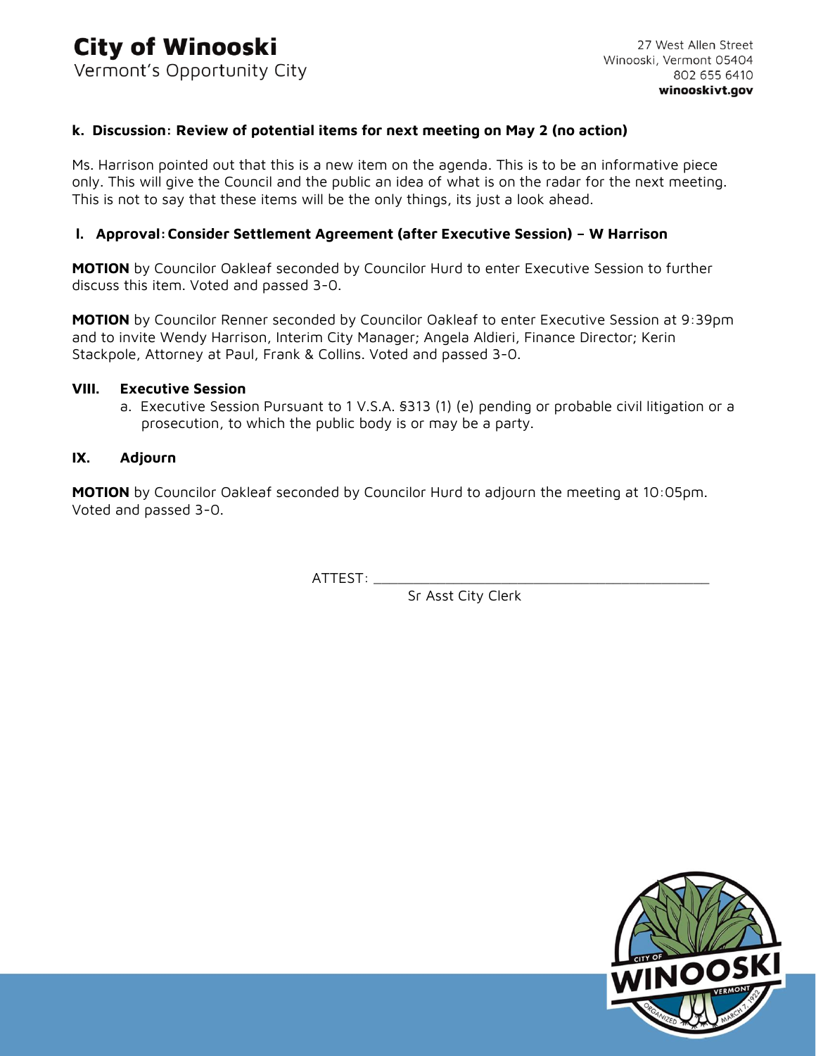**k. Discussion: Review of potential items for next meeting on May 2 (no action)**

Ms. Harrison pointed out that this is a new item on the agenda. This is to be an informative piece only. This will give the Council and the public an idea of what is on the radar for the next meeting. This is not to say that these items will be the only things, its just a look ahead.

**l. Approval: Consider Settlement Agreement (after Executive Session) – W Harrison**

**MOTION** by Councilor Oakleaf seconded by Councilor Hurd to enter Executive Session to further discuss this item. Voted and passed 3-0.

**MOTION** by Councilor Renner seconded by Councilor Oakleaf to enter Executive Session at 9:39pm and to invite Wendy Harrison, Interim City Manager; Angela Aldieri, Finance Director; Kerin Stackpole, Attorney at Paul, Frank & Collins. Voted and passed 3-0.

## VIII. Executive Session

a. Executive Session Pursuant to 1 V.S.A. §313 (1) (e) pending or probable civil litigation or a prosecution, to which the public body is or may be a party.

## IX. Adjourn

**MOTION** by Councilor Oakleaf seconded by Councilor Hurd to adjourn the meeting at 10:05pm. Voted and passed 3-0.

ATTEST: ___________________________________________

Sr Asst City Clerk